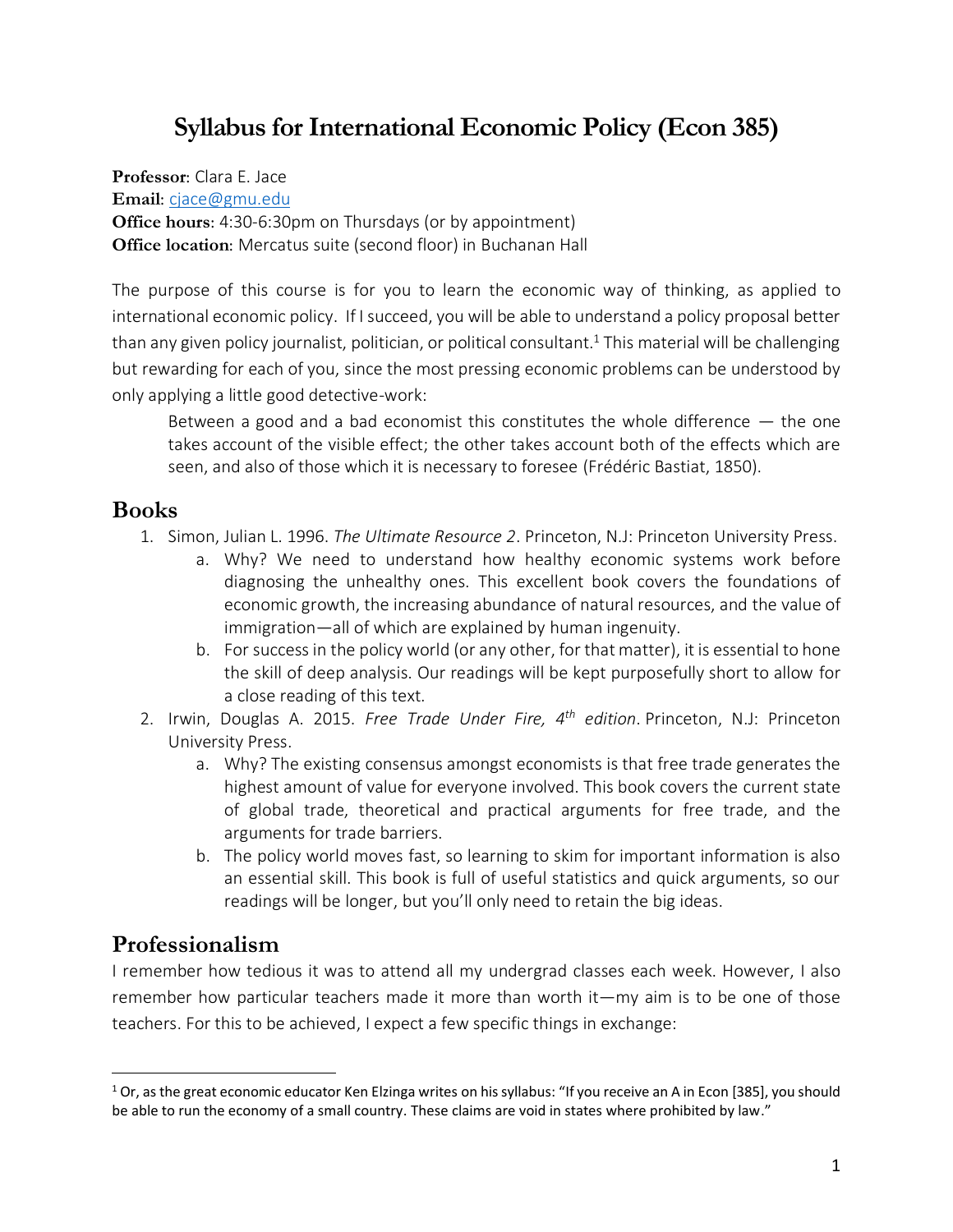# Syllabus for International Economic Policy (Econ 385)

**Professor**: Clara E. Jace
**Email**: cjace@gmu.edu
**Office hours**: 4:30-6:30pm on Thursdays (or by appointment)
**Office location**: Mercatus suite (second floor) in Buchanan Hall

The purpose of this course is for you to learn the economic way of thinking, as applied to international economic policy. If I succeed, you will be able to understand a policy proposal better than any given policy journalist, politician, or political consultant.[1] This material will be challenging but rewarding for each of you, since the most pressing economic problems can be understood by only applying a little good detective-work:

> Between a good and a bad economist this constitutes the whole difference — the one takes account of the visible effect; the other takes account both of the effects which are seen, and also of those which it is necessary to foresee (Frédéric Bastiat, 1850).

## Books

1. Simon, Julian L. 1996. *The Ultimate Resource 2*. Princeton, N.J: Princeton University Press.
   a. Why? We need to understand how healthy economic systems work before diagnosing the unhealthy ones. This excellent book covers the foundations of economic growth, the increasing abundance of natural resources, and the value of immigration—all of which are explained by human ingenuity.
   b. For success in the policy world (or any other, for that matter), it is essential to hone the skill of deep analysis. Our readings will be kept purposefully short to allow for a close reading of this text.
2. Irwin, Douglas A. 2015. *Free Trade Under Fire, 4th edition*. Princeton, N.J: Princeton University Press.
   a. Why? The existing consensus amongst economists is that free trade generates the highest amount of value for everyone involved. This book covers the current state of global trade, theoretical and practical arguments for free trade, and the arguments for trade barriers.
   b. The policy world moves fast, so learning to skim for important information is also an essential skill. This book is full of useful statistics and quick arguments, so our readings will be longer, but you'll only need to retain the big ideas.

## Professionalism

I remember how tedious it was to attend all my undergrad classes each week. However, I also remember how particular teachers made it more than worth it—my aim is to be one of those teachers. For this to be achieved, I expect a few specific things in exchange:

[1] Or, as the great economic educator Ken Elzinga writes on his syllabus: "If you receive an A in Econ [385], you should be able to run the economy of a small country. These claims are void in states where prohibited by law."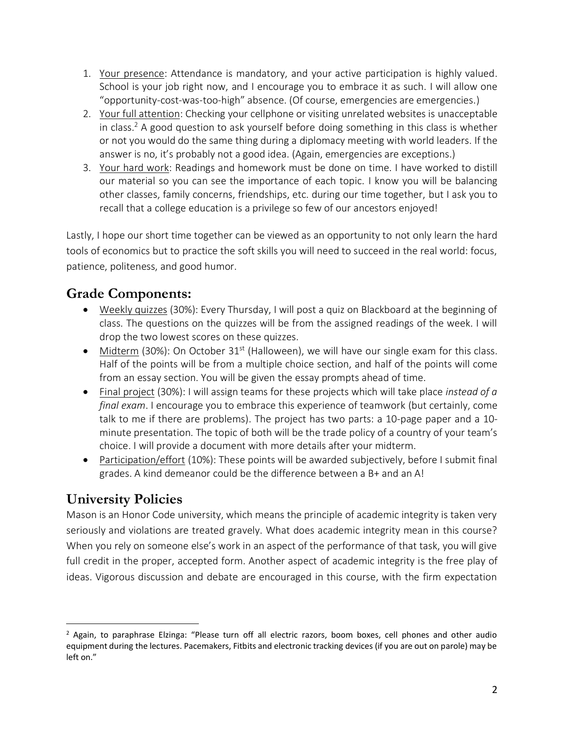1. Your presence: Attendance is mandatory, and your active participation is highly valued. School is your job right now, and I encourage you to embrace it as such. I will allow one "opportunity-cost-was-too-high" absence. (Of course, emergencies are emergencies.)
2. Your full attention: Checking your cellphone or visiting unrelated websites is unacceptable in class.[2] A good question to ask yourself before doing something in this class is whether or not you would do the same thing during a diplomacy meeting with world leaders. If the answer is no, it's probably not a good idea. (Again, emergencies are exceptions.)
3. Your hard work: Readings and homework must be done on time. I have worked to distill our material so you can see the importance of each topic. I know you will be balancing other classes, family concerns, friendships, etc. during our time together, but I ask you to recall that a college education is a privilege so few of our ancestors enjoyed!

Lastly, I hope our short time together can be viewed as an opportunity to not only learn the hard tools of economics but to practice the soft skills you will need to succeed in the real world: focus, patience, politeness, and good humor.

## Grade Components:

- Weekly quizzes (30%): Every Thursday, I will post a quiz on Blackboard at the beginning of class. The questions on the quizzes will be from the assigned readings of the week. I will drop the two lowest scores on these quizzes.
- Midterm (30%): On October 31st (Halloween), we will have our single exam for this class. Half of the points will be from a multiple choice section, and half of the points will come from an essay section. You will be given the essay prompts ahead of time.
- Final project (30%): I will assign teams for these projects which will take place *instead of a final exam*. I encourage you to embrace this experience of teamwork (but certainly, come talk to me if there are problems). The project has two parts: a 10-page paper and a 10-minute presentation. The topic of both will be the trade policy of a country of your team's choice. I will provide a document with more details after your midterm.
- Participation/effort (10%): These points will be awarded subjectively, before I submit final grades. A kind demeanor could be the difference between a B+ and an A!

## University Policies

Mason is an Honor Code university, which means the principle of academic integrity is taken very seriously and violations are treated gravely. What does academic integrity mean in this course? When you rely on someone else's work in an aspect of the performance of that task, you will give full credit in the proper, accepted form. Another aspect of academic integrity is the free play of ideas. Vigorous discussion and debate are encouraged in this course, with the firm expectation

---

[2] Again, to paraphrase Elzinga: "Please turn off all electric razors, boom boxes, cell phones and other audio equipment during the lectures. Pacemakers, Fitbits and electronic tracking devices (if you are out on parole) may be left on."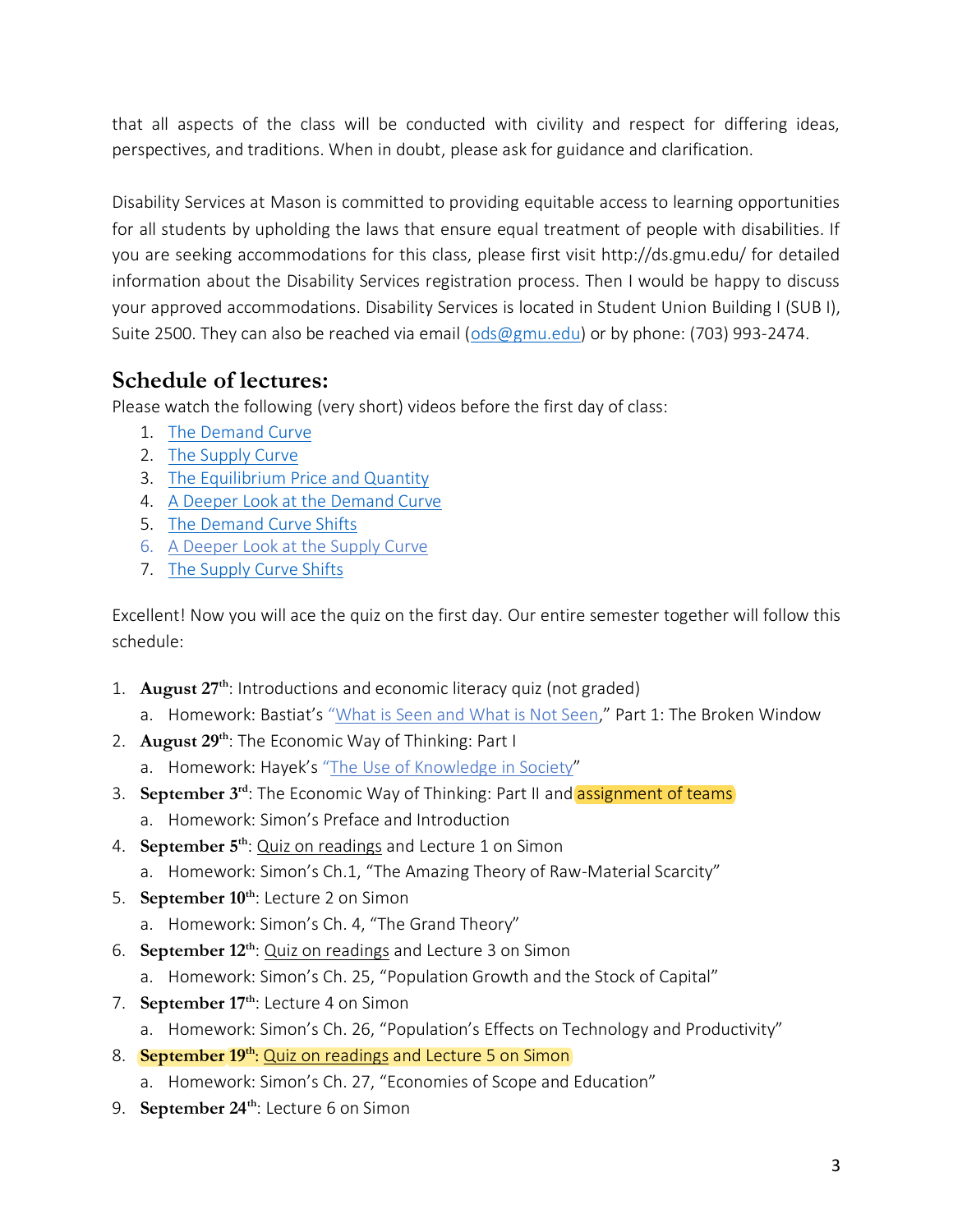that all aspects of the class will be conducted with civility and respect for differing ideas, perspectives, and traditions. When in doubt, please ask for guidance and clarification.

Disability Services at Mason is committed to providing equitable access to learning opportunities for all students by upholding the laws that ensure equal treatment of people with disabilities. If you are seeking accommodations for this class, please first visit http://ds.gmu.edu/ for detailed information about the Disability Services registration process. Then I would be happy to discuss your approved accommodations. Disability Services is located in Student Union Building I (SUB I), Suite 2500. They can also be reached via email (ods@gmu.edu) or by phone: (703) 993-2474.

## Schedule of lectures:

Please watch the following (very short) videos before the first day of class:

1. The Demand Curve
2. The Supply Curve
3. The Equilibrium Price and Quantity
4. A Deeper Look at the Demand Curve
5. The Demand Curve Shifts
6. A Deeper Look at the Supply Curve
7. The Supply Curve Shifts

Excellent! Now you will ace the quiz on the first day. Our entire semester together will follow this schedule:

1. **August 27th**: Introductions and economic literacy quiz (not graded)
   a. Homework: Bastiat's "What is Seen and What is Not Seen," Part 1: The Broken Window
2. **August 29th**: The Economic Way of Thinking: Part I
   a. Homework: Hayek's "The Use of Knowledge in Society"
3. **September 3rd**: The Economic Way of Thinking: Part II and assignment of teams
   a. Homework: Simon's Preface and Introduction
4. **September 5th**: Quiz on readings and Lecture 1 on Simon
   a. Homework: Simon's Ch.1, "The Amazing Theory of Raw-Material Scarcity"
5. **September 10th**: Lecture 2 on Simon
   a. Homework: Simon's Ch. 4, "The Grand Theory"
6. **September 12th**: Quiz on readings and Lecture 3 on Simon
   a. Homework: Simon's Ch. 25, "Population Growth and the Stock of Capital"
7. **September 17th**: Lecture 4 on Simon
   a. Homework: Simon's Ch. 26, "Population's Effects on Technology and Productivity"
8. **September 19th**: Quiz on readings and Lecture 5 on Simon
   a. Homework: Simon's Ch. 27, "Economies of Scope and Education"
9. **September 24th**: Lecture 6 on Simon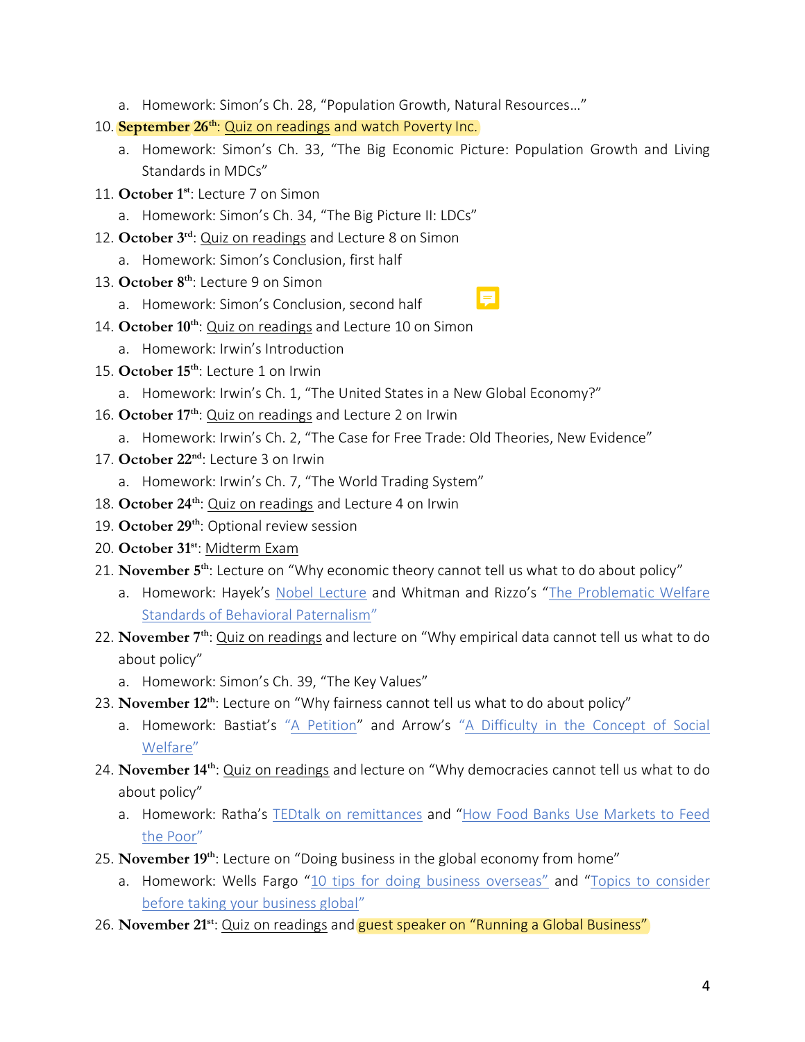a. Homework: Simon's Ch. 28, "Population Growth, Natural Resources…"

10. **September 26th**: Quiz on readings and watch Poverty Inc.
    a. Homework: Simon's Ch. 33, "The Big Economic Picture: Population Growth and Living Standards in MDCs"
11. **October 1st**: Lecture 7 on Simon
    a. Homework: Simon's Ch. 34, "The Big Picture II: LDCs"
12. **October 3rd**: Quiz on readings and Lecture 8 on Simon
    a. Homework: Simon's Conclusion, first half
13. **October 8th**: Lecture 9 on Simon
    a. Homework: Simon's Conclusion, second half
14. **October 10th**: Quiz on readings and Lecture 10 on Simon
    a. Homework: Irwin's Introduction
15. **October 15th**: Lecture 1 on Irwin
    a. Homework: Irwin's Ch. 1, "The United States in a New Global Economy?"
16. **October 17th**: Quiz on readings and Lecture 2 on Irwin
    a. Homework: Irwin's Ch. 2, "The Case for Free Trade: Old Theories, New Evidence"
17. **October 22nd**: Lecture 3 on Irwin
    a. Homework: Irwin's Ch. 7, "The World Trading System"
18. **October 24th**: Quiz on readings and Lecture 4 on Irwin
19. **October 29th**: Optional review session
20. **October 31st**: Midterm Exam
21. **November 5th**: Lecture on "Why economic theory cannot tell us what to do about policy"
    a. Homework: Hayek's Nobel Lecture and Whitman and Rizzo's "The Problematic Welfare Standards of Behavioral Paternalism"
22. **November 7th**: Quiz on readings and lecture on "Why empirical data cannot tell us what to do about policy"
    a. Homework: Simon's Ch. 39, "The Key Values"
23. **November 12th**: Lecture on "Why fairness cannot tell us what to do about policy"
    a. Homework: Bastiat's "A Petition" and Arrow's "A Difficulty in the Concept of Social Welfare"
24. **November 14th**: Quiz on readings and lecture on "Why democracies cannot tell us what to do about policy"
    a. Homework: Ratha's TEDtalk on remittances and "How Food Banks Use Markets to Feed the Poor"
25. **November 19th**: Lecture on "Doing business in the global economy from home"
    a. Homework: Wells Fargo "10 tips for doing business overseas" and "Topics to consider before taking your business global"
26. **November 21st**: Quiz on readings and guest speaker on "Running a Global Business"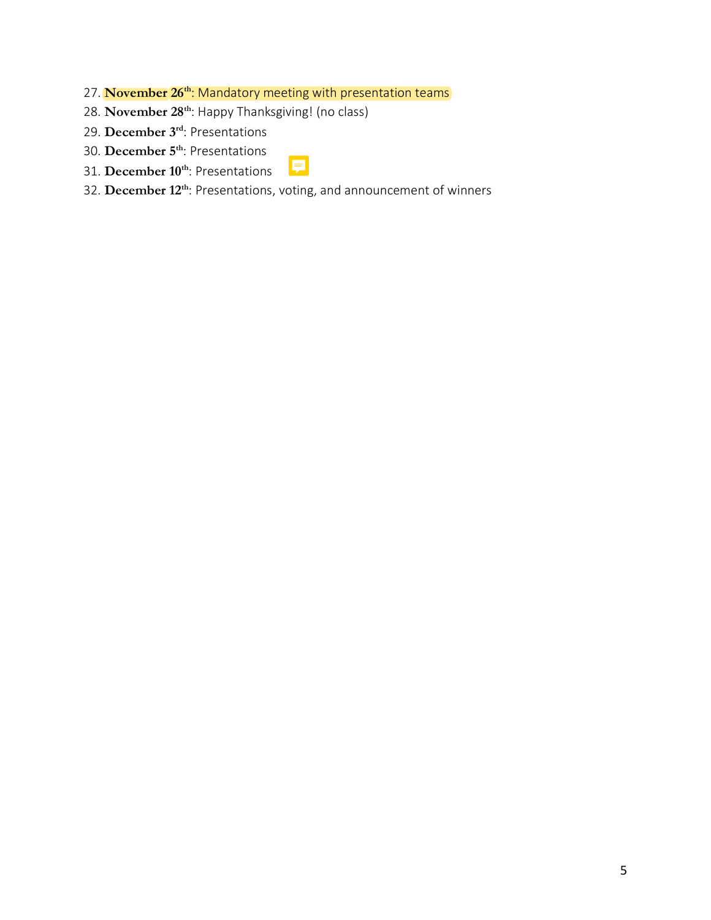27. **November 26th**: Mandatory meeting with presentation teams
28. **November 28th**: Happy Thanksgiving! (no class)
29. **December 3rd**: Presentations
30. **December 5th**: Presentations
31. **December 10th**: Presentations
32. **December 12th**: Presentations, voting, and announcement of winners